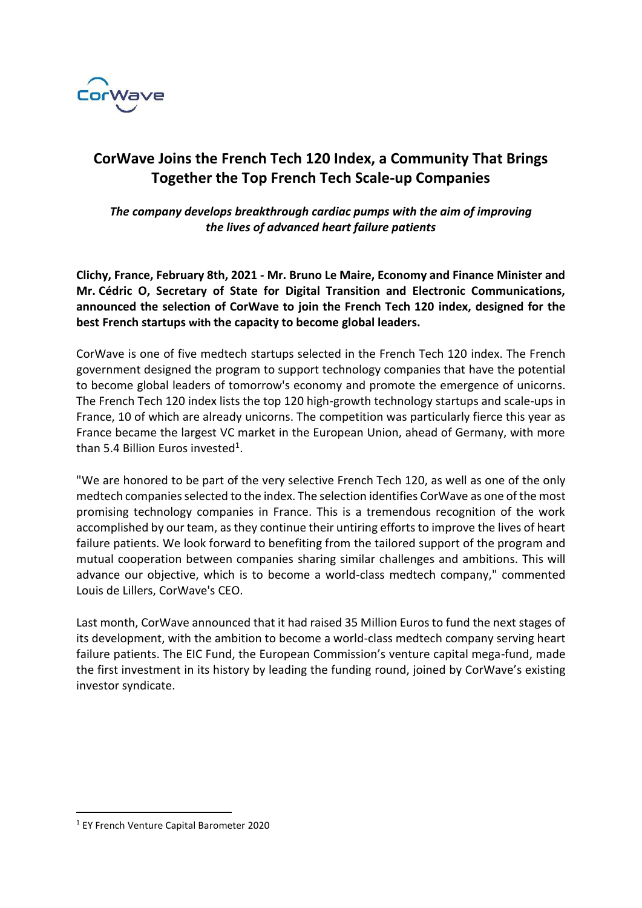# CorWave Joins the French Tech 120 Index, a Community That Brings Together the Top French Tech Scale-up Companies

*The company develops breakthrough cardiac pumps with the aim of improving the lives of advanced heart failure patients*

**Clichy, France, February 8th, 2021 - Mr. Bruno Le Maire, Economy and Finance Minister and Mr. Cédric O, Secretary of State for Digital Transition and Electronic Communications, announced the selection of CorWave to join the French Tech 120 index, designed for the best French startups with the capacity to become global leaders.**

CorWave is one of five medtech startups selected in the French Tech 120 index. The French government designed the program to support technology companies that have the potential to become global leaders of tomorrow's economy and promote the emergence of unicorns. The French Tech 120 index lists the top 120 high-growth technology startups and scale-ups in France, 10 of which are already unicorns. The competition was particularly fierce this year as France became the largest VC market in the European Union, ahead of Germany, with more than 5.4 Billion Euros invested[1].

"We are honored to be part of the very selective French Tech 120, as well as one of the only medtech companies selected to the index. The selection identifies CorWave as one of the most promising technology companies in France. This is a tremendous recognition of the work accomplished by our team, as they continue their untiring efforts to improve the lives of heart failure patients. We look forward to benefiting from the tailored support of the program and mutual cooperation between companies sharing similar challenges and ambitions. This will advance our objective, which is to become a world-class medtech company," commented Louis de Lillers, CorWave's CEO.

Last month, CorWave announced that it had raised 35 Million Euros to fund the next stages of its development, with the ambition to become a world-class medtech company serving heart failure patients. The EIC Fund, the European Commission's venture capital mega-fund, made the first investment in its history by leading the funding round, joined by CorWave's existing investor syndicate.

[1] EY French Venture Capital Barometer 2020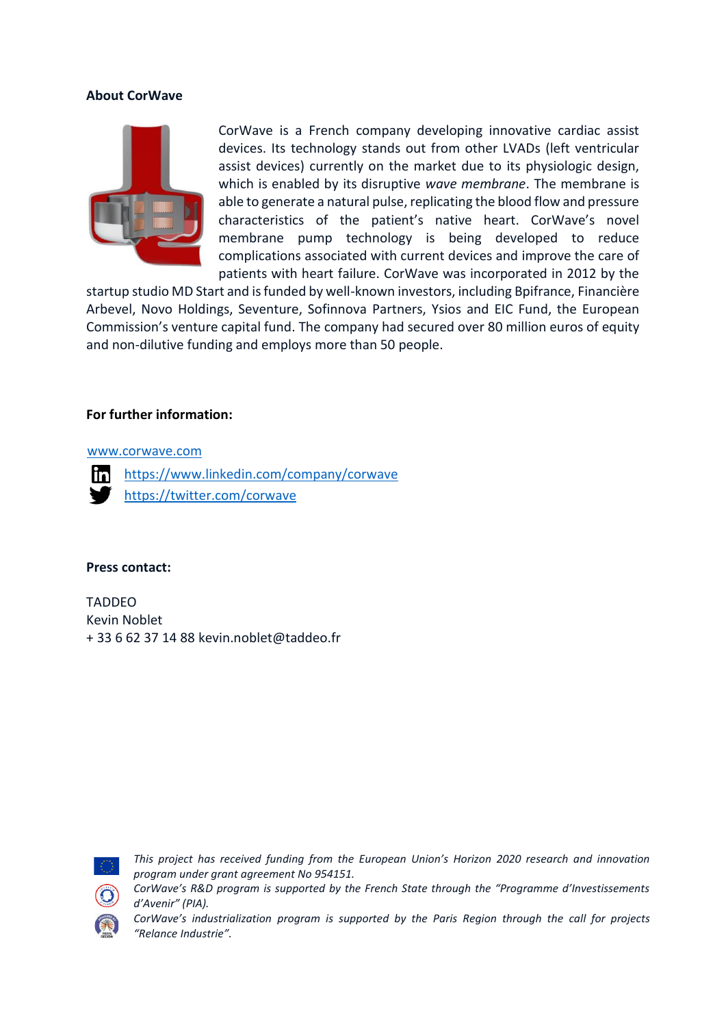**About CorWave**

CorWave is a French company developing innovative cardiac assist devices. Its technology stands out from other LVADs (left ventricular assist devices) currently on the market due to its physiologic design, which is enabled by its disruptive *wave membrane*. The membrane is able to generate a natural pulse, replicating the blood flow and pressure characteristics of the patient's native heart. CorWave's novel membrane pump technology is being developed to reduce complications associated with current devices and improve the care of patients with heart failure. CorWave was incorporated in 2012 by the startup studio MD Start and is funded by well-known investors, including Bpifrance, Financière Arbevel, Novo Holdings, Seventure, Sofinnova Partners, Ysios and EIC Fund, the European Commission's venture capital fund. The company had secured over 80 million euros of equity and non-dilutive funding and employs more than 50 people.

**For further information:**

www.corwave.com

https://www.linkedin.com/company/corwave

https://twitter.com/corwave

**Press contact:**

TADDEO
Kevin Noblet
+ 33 6 62 37 14 88 kevin.noblet@taddeo.fr

*This project has received funding from the European Union's Horizon 2020 research and innovation program under grant agreement No 954151.*

*CorWave's R&D program is supported by the French State through the "Programme d'Investissements d'Avenir" (PIA).*

*CorWave's industrialization program is supported by the Paris Region through the call for projects "Relance Industrie".*